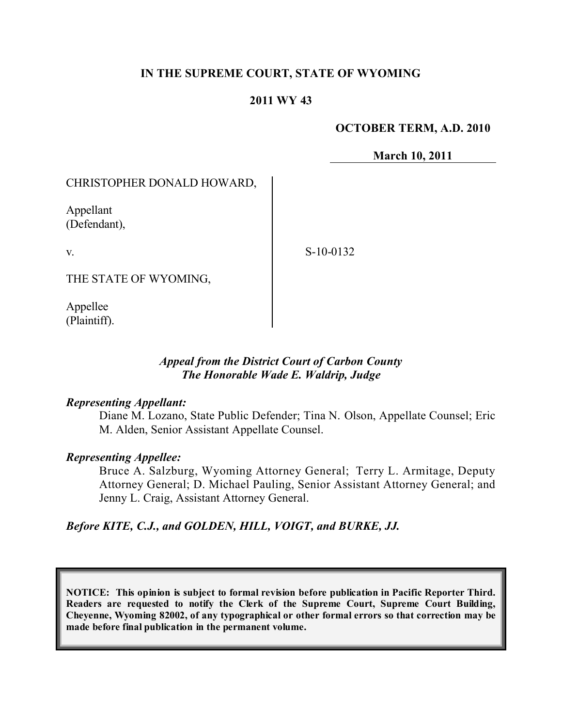**IN THE SUPREME COURT, STATE OF WYOMING**

**2011 WY 43**

**OCTOBER TERM, A.D. 2010**

**March 10, 2011**

CHRISTOPHER DONALD HOWARD,

Appellant
(Defendant),

v.

THE STATE OF WYOMING,

Appellee
(Plaintiff).

S-10-0132

*Appeal from the District Court of Carbon County*
*The Honorable Wade E. Waldrip, Judge*

***Representing Appellant:***

Diane M. Lozano, State Public Defender; Tina N. Olson, Appellate Counsel; Eric M. Alden, Senior Assistant Appellate Counsel.

***Representing Appellee:***

Bruce A. Salzburg, Wyoming Attorney General; Terry L. Armitage, Deputy Attorney General; D. Michael Pauling, Senior Assistant Attorney General; and Jenny L. Craig, Assistant Attorney General.

***Before KITE, C.J., and GOLDEN, HILL, VOIGT, and BURKE, JJ.***

**NOTICE: This opinion is subject to formal revision before publication in Pacific Reporter Third. Readers are requested to notify the Clerk of the Supreme Court, Supreme Court Building, Cheyenne, Wyoming 82002, of any typographical or other formal errors so that correction may be made before final publication in the permanent volume.**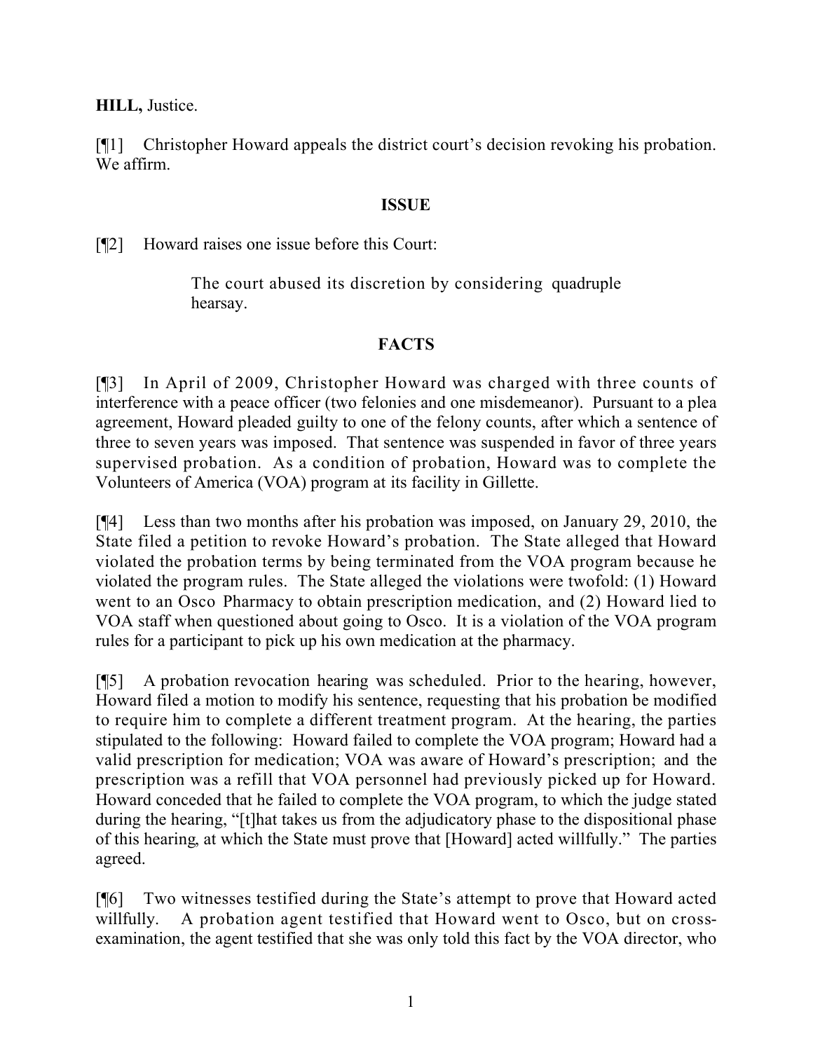**HILL,** Justice.

[¶1] Christopher Howard appeals the district court's decision revoking his probation. We affirm.

## ISSUE

[¶2] Howard raises one issue before this Court:

> The court abused its discretion by considering quadruple hearsay.

## FACTS

[¶3] In April of 2009, Christopher Howard was charged with three counts of interference with a peace officer (two felonies and one misdemeanor). Pursuant to a plea agreement, Howard pleaded guilty to one of the felony counts, after which a sentence of three to seven years was imposed. That sentence was suspended in favor of three years supervised probation. As a condition of probation, Howard was to complete the Volunteers of America (VOA) program at its facility in Gillette.

[¶4] Less than two months after his probation was imposed, on January 29, 2010, the State filed a petition to revoke Howard's probation. The State alleged that Howard violated the probation terms by being terminated from the VOA program because he violated the program rules. The State alleged the violations were twofold: (1) Howard went to an Osco Pharmacy to obtain prescription medication, and (2) Howard lied to VOA staff when questioned about going to Osco. It is a violation of the VOA program rules for a participant to pick up his own medication at the pharmacy.

[¶5] A probation revocation hearing was scheduled. Prior to the hearing, however, Howard filed a motion to modify his sentence, requesting that his probation be modified to require him to complete a different treatment program. At the hearing, the parties stipulated to the following: Howard failed to complete the VOA program; Howard had a valid prescription for medication; VOA was aware of Howard's prescription; and the prescription was a refill that VOA personnel had previously picked up for Howard. Howard conceded that he failed to complete the VOA program, to which the judge stated during the hearing, "[t]hat takes us from the adjudicatory phase to the dispositional phase of this hearing, at which the State must prove that [Howard] acted willfully." The parties agreed.

[¶6] Two witnesses testified during the State's attempt to prove that Howard acted willfully. A probation agent testified that Howard went to Osco, but on cross-examination, the agent testified that she was only told this fact by the VOA director, who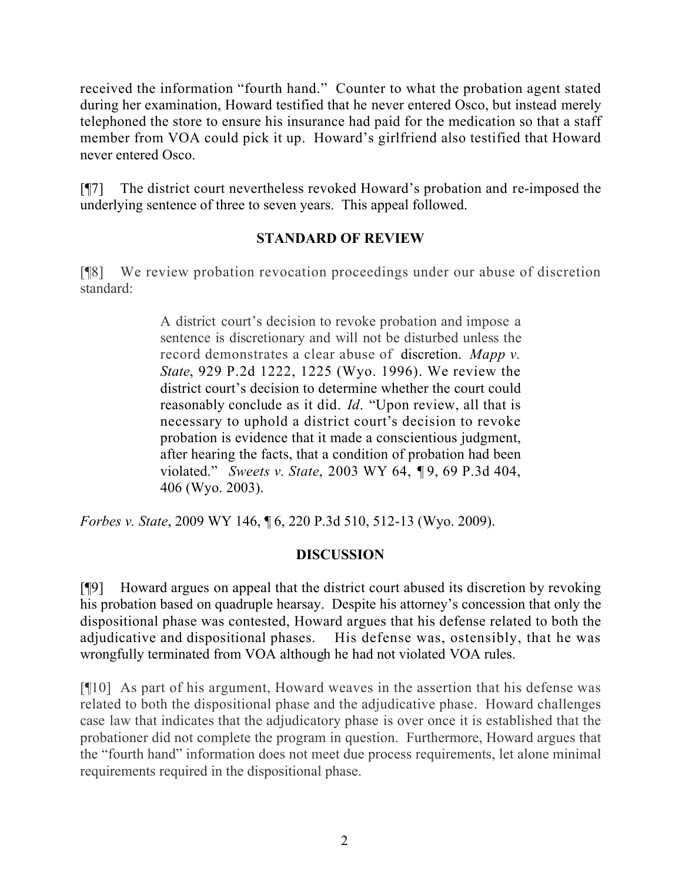received the information "fourth hand." Counter to what the probation agent stated during her examination, Howard testified that he never entered Osco, but instead merely telephoned the store to ensure his insurance had paid for the medication so that a staff member from VOA could pick it up. Howard's girlfriend also testified that Howard never entered Osco.

[¶7] The district court nevertheless revoked Howard's probation and re-imposed the underlying sentence of three to seven years. This appeal followed.

## STANDARD OF REVIEW

[¶8] We review probation revocation proceedings under our abuse of discretion standard:

> A district court's decision to revoke probation and impose a sentence is discretionary and will not be disturbed unless the record demonstrates a clear abuse of discretion. *Mapp v. State*, 929 P.2d 1222, 1225 (Wyo. 1996). We review the district court's decision to determine whether the court could reasonably conclude as it did. *Id*. "Upon review, all that is necessary to uphold a district court's decision to revoke probation is evidence that it made a conscientious judgment, after hearing the facts, that a condition of probation had been violated." *Sweets v. State*, 2003 WY 64, ¶ 9, 69 P.3d 404, 406 (Wyo. 2003).

*Forbes v. State*, 2009 WY 146, ¶ 6, 220 P.3d 510, 512-13 (Wyo. 2009).

## DISCUSSION

[¶9] Howard argues on appeal that the district court abused its discretion by revoking his probation based on quadruple hearsay. Despite his attorney's concession that only the dispositional phase was contested, Howard argues that his defense related to both the adjudicative and dispositional phases. His defense was, ostensibly, that he was wrongfully terminated from VOA although he had not violated VOA rules.

[¶10] As part of his argument, Howard weaves in the assertion that his defense was related to both the dispositional phase and the adjudicative phase. Howard challenges case law that indicates that the adjudicatory phase is over once it is established that the probationer did not complete the program in question. Furthermore, Howard argues that the "fourth hand" information does not meet due process requirements, let alone minimal requirements required in the dispositional phase.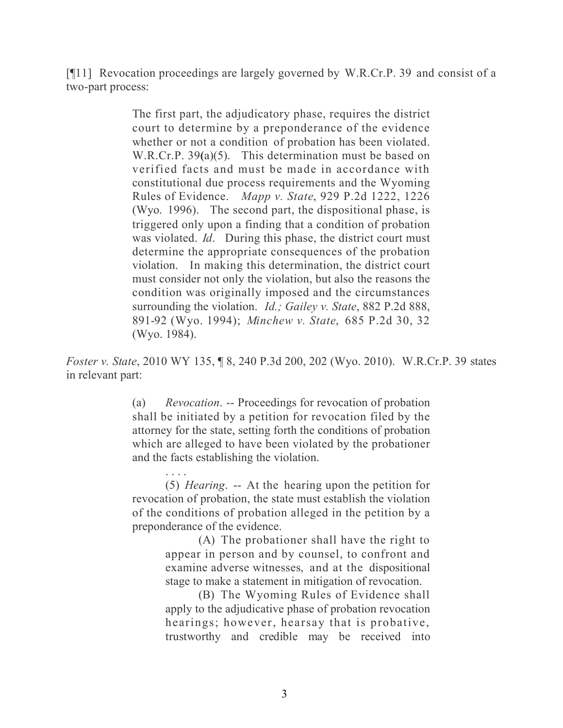[¶11] Revocation proceedings are largely governed by W.R.Cr.P. 39 and consist of a two-part process:

> The first part, the adjudicatory phase, requires the district court to determine by a preponderance of the evidence whether or not a condition of probation has been violated. W.R.Cr.P. 39(a)(5). This determination must be based on verified facts and must be made in accordance with constitutional due process requirements and the Wyoming Rules of Evidence. *Mapp v. State*, 929 P.2d 1222, 1226 (Wyo. 1996). The second part, the dispositional phase, is triggered only upon a finding that a condition of probation was violated. *Id*. During this phase, the district court must determine the appropriate consequences of the probation violation. In making this determination, the district court must consider not only the violation, but also the reasons the condition was originally imposed and the circumstances surrounding the violation. *Id.; Gailey v. State*, 882 P.2d 888, 891-92 (Wyo. 1994); *Minchew v. State*, 685 P.2d 30, 32 (Wyo. 1984).

*Foster v. State*, 2010 WY 135, ¶ 8, 240 P.3d 200, 202 (Wyo. 2010). W.R.Cr.P. 39 states in relevant part:

> (a) *Revocation*. -- Proceedings for revocation of probation shall be initiated by a petition for revocation filed by the attorney for the state, setting forth the conditions of probation which are alleged to have been violated by the probationer and the facts establishing the violation.
>
> . . . .
>
> (5) *Hearing*. -- At the hearing upon the petition for revocation of probation, the state must establish the violation of the conditions of probation alleged in the petition by a preponderance of the evidence.
>
> (A) The probationer shall have the right to appear in person and by counsel, to confront and examine adverse witnesses, and at the dispositional stage to make a statement in mitigation of revocation.
>
> (B) The Wyoming Rules of Evidence shall apply to the adjudicative phase of probation revocation hearings; however, hearsay that is probative, trustworthy and credible may be received into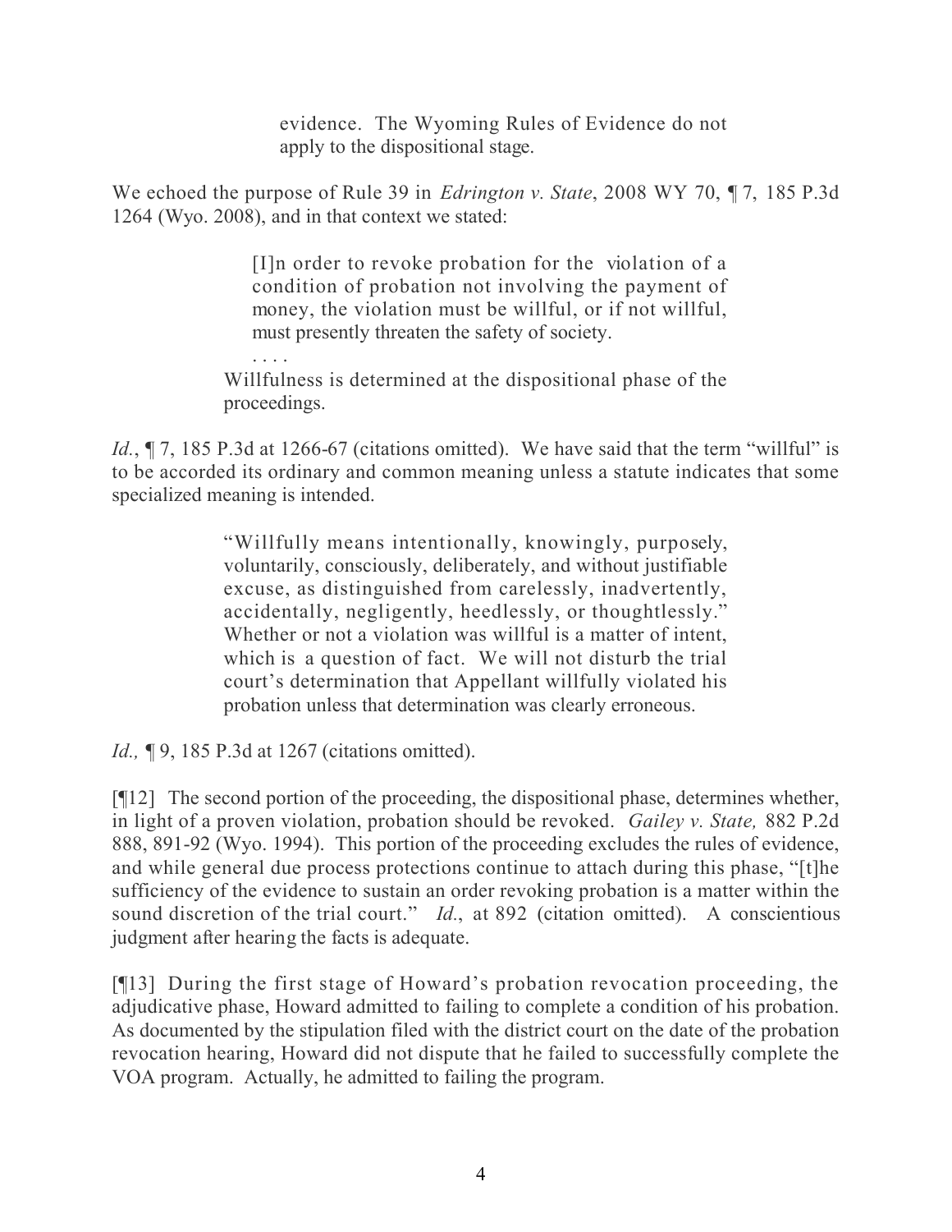> evidence. The Wyoming Rules of Evidence do not apply to the dispositional stage.

We echoed the purpose of Rule 39 in *Edrington v. State*, 2008 WY 70, ¶ 7, 185 P.3d 1264 (Wyo. 2008), and in that context we stated:

> [I]n order to revoke probation for the violation of a condition of probation not involving the payment of money, the violation must be willful, or if not willful, must presently threaten the safety of society.
>
> . . . .
>
> Willfulness is determined at the dispositional phase of the proceedings.

*Id.*, ¶ 7, 185 P.3d at 1266-67 (citations omitted). We have said that the term "willful" is to be accorded its ordinary and common meaning unless a statute indicates that some specialized meaning is intended.

> "Willfully means intentionally, knowingly, purposely, voluntarily, consciously, deliberately, and without justifiable excuse, as distinguished from carelessly, inadvertently, accidentally, negligently, heedlessly, or thoughtlessly." Whether or not a violation was willful is a matter of intent, which is a question of fact. We will not disturb the trial court's determination that Appellant willfully violated his probation unless that determination was clearly erroneous.

*Id.,* ¶ 9, 185 P.3d at 1267 (citations omitted).

[¶12] The second portion of the proceeding, the dispositional phase, determines whether, in light of a proven violation, probation should be revoked. *Gailey v. State,* 882 P.2d 888, 891-92 (Wyo. 1994). This portion of the proceeding excludes the rules of evidence, and while general due process protections continue to attach during this phase, "[t]he sufficiency of the evidence to sustain an order revoking probation is a matter within the sound discretion of the trial court." *Id.*, at 892 (citation omitted). A conscientious judgment after hearing the facts is adequate.

[¶13] During the first stage of Howard's probation revocation proceeding, the adjudicative phase, Howard admitted to failing to complete a condition of his probation. As documented by the stipulation filed with the district court on the date of the probation revocation hearing, Howard did not dispute that he failed to successfully complete the VOA program. Actually, he admitted to failing the program.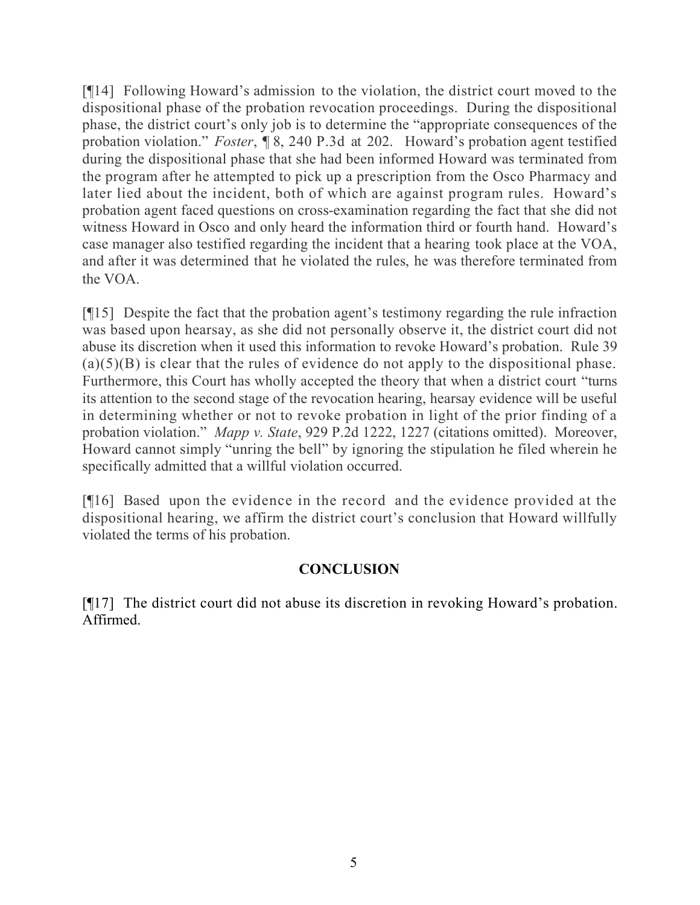[¶14] Following Howard's admission to the violation, the district court moved to the dispositional phase of the probation revocation proceedings. During the dispositional phase, the district court's only job is to determine the "appropriate consequences of the probation violation." *Foster*, ¶ 8, 240 P.3d at 202. Howard's probation agent testified during the dispositional phase that she had been informed Howard was terminated from the program after he attempted to pick up a prescription from the Osco Pharmacy and later lied about the incident, both of which are against program rules. Howard's probation agent faced questions on cross-examination regarding the fact that she did not witness Howard in Osco and only heard the information third or fourth hand. Howard's case manager also testified regarding the incident that a hearing took place at the VOA, and after it was determined that he violated the rules, he was therefore terminated from the VOA.

[¶15] Despite the fact that the probation agent's testimony regarding the rule infraction was based upon hearsay, as she did not personally observe it, the district court did not abuse its discretion when it used this information to revoke Howard's probation. Rule 39 (a)(5)(B) is clear that the rules of evidence do not apply to the dispositional phase. Furthermore, this Court has wholly accepted the theory that when a district court "turns its attention to the second stage of the revocation hearing, hearsay evidence will be useful in determining whether or not to revoke probation in light of the prior finding of a probation violation." *Mapp v. State*, 929 P.2d 1222, 1227 (citations omitted). Moreover, Howard cannot simply "unring the bell" by ignoring the stipulation he filed wherein he specifically admitted that a willful violation occurred.

[¶16] Based upon the evidence in the record and the evidence provided at the dispositional hearing, we affirm the district court's conclusion that Howard willfully violated the terms of his probation.

## CONCLUSION

[¶17] The district court did not abuse its discretion in revoking Howard's probation. Affirmed.